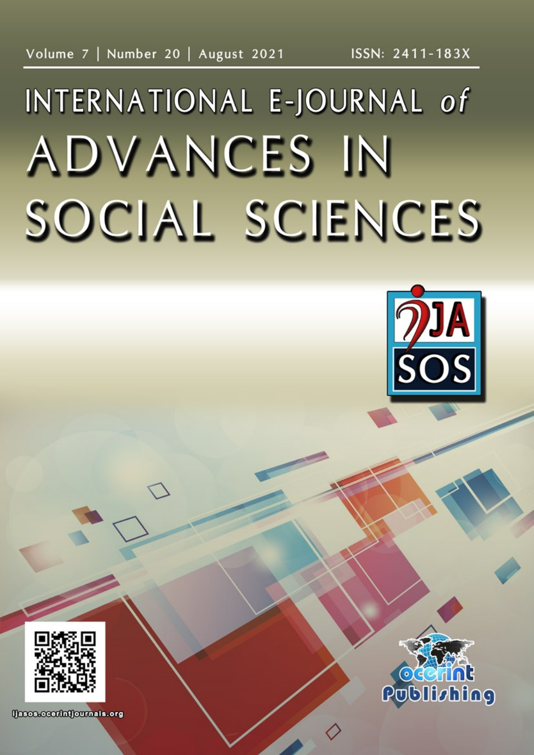Volume 7 | Number 20 | August 2021 ISSN: 2411-183X

# INTERNATIONAL E-JOURNAL *of* ADVANCES IN SOCIAL SCIENCES

IJASOS

ijasos.ocerintjournals.org

ocerint Publishing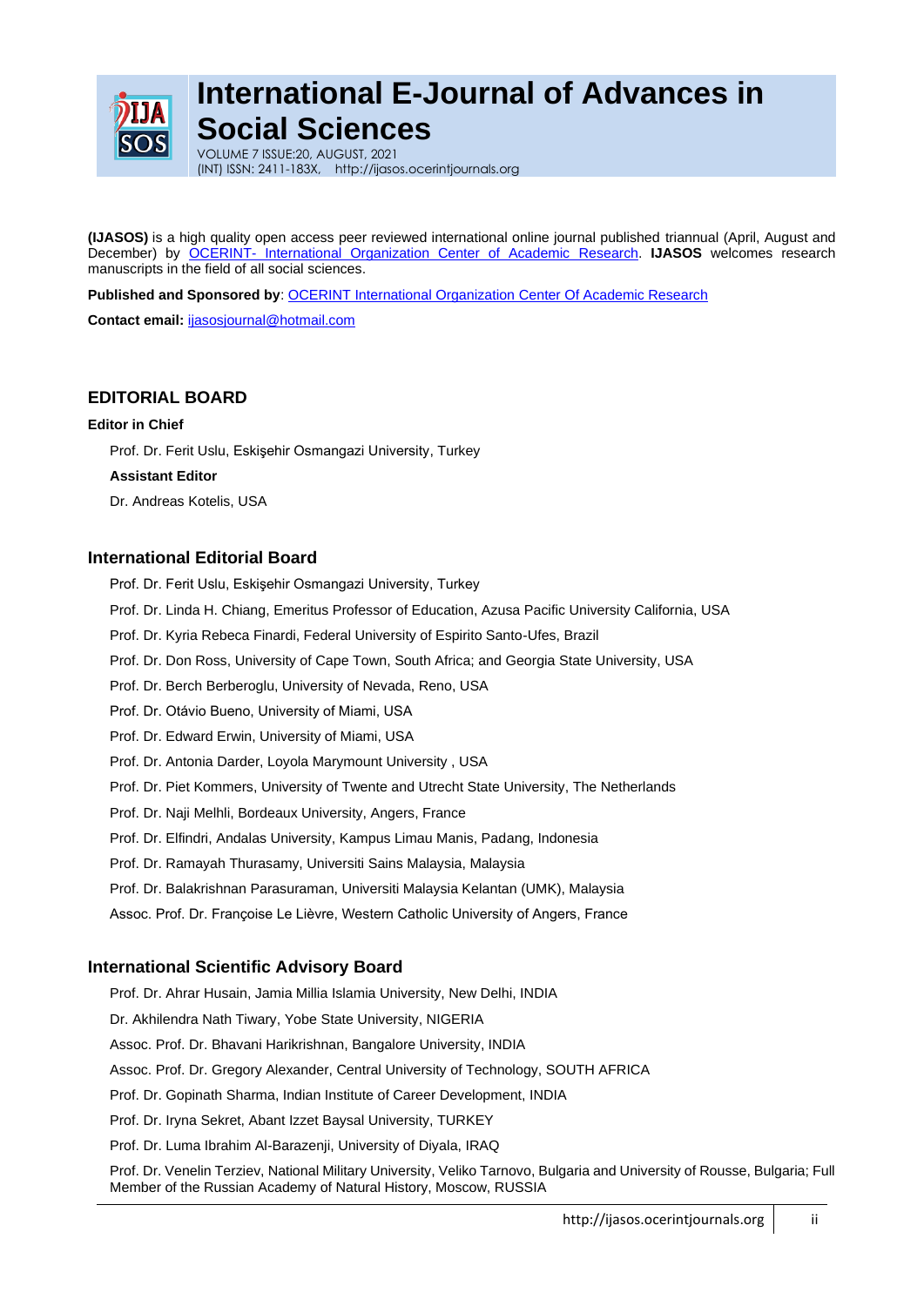# International E-Journal of Advances in Social Sciences

VOLUME 7 ISSUE:20, AUGUST, 2021
(INT) ISSN: 2411-183X, http://ijasos.ocerintjournals.org

**(IJASOS)** is a high quality open access peer reviewed international online journal published triannual (April, August and December) by OCERINT- International Organization Center of Academic Research. **IJASOS** welcomes research manuscripts in the field of all social sciences.

**Published and Sponsored by**: OCERINT International Organization Center Of Academic Research

**Contact email:** ijasosjournal@hotmail.com

## EDITORIAL BOARD

**Editor in Chief**

Prof. Dr. Ferit Uslu, Eskişehir Osmangazi University, Turkey

**Assistant Editor**

Dr. Andreas Kotelis, USA

### International Editorial Board

Prof. Dr. Ferit Uslu, Eskişehir Osmangazi University, Turkey

Prof. Dr. Linda H. Chiang, Emeritus Professor of Education, Azusa Pacific University California, USA

Prof. Dr. Kyria Rebeca Finardi, Federal University of Espirito Santo-Ufes, Brazil

Prof. Dr. Don Ross, University of Cape Town, South Africa; and Georgia State University, USA

Prof. Dr. Berch Berberoglu, University of Nevada, Reno, USA

Prof. Dr. Otávio Bueno, University of Miami, USA

Prof. Dr. Edward Erwin, University of Miami, USA

Prof. Dr. Antonia Darder, Loyola Marymount University , USA

Prof. Dr. Piet Kommers, University of Twente and Utrecht State University, The Netherlands

Prof. Dr. Naji Melhli, Bordeaux University, Angers, France

Prof. Dr. Elfindri, Andalas University, Kampus Limau Manis, Padang, Indonesia

Prof. Dr. Ramayah Thurasamy, Universiti Sains Malaysia, Malaysia

Prof. Dr. Balakrishnan Parasuraman, Universiti Malaysia Kelantan (UMK), Malaysia

Assoc. Prof. Dr. Françoise Le Lièvre, Western Catholic University of Angers, France

### International Scientific Advisory Board

Prof. Dr. Ahrar Husain, Jamia Millia Islamia University, New Delhi, INDIA

Dr. Akhilendra Nath Tiwary, Yobe State University, NIGERIA

Assoc. Prof. Dr. Bhavani Harikrishnan, Bangalore University, INDIA

Assoc. Prof. Dr. Gregory Alexander, Central University of Technology, SOUTH AFRICA

Prof. Dr. Gopinath Sharma, Indian Institute of Career Development, INDIA

Prof. Dr. Iryna Sekret, Abant Izzet Baysal University, TURKEY

Prof. Dr. Luma Ibrahim Al-Barazenji, University of Diyala, IRAQ

Prof. Dr. Venelin Terziev, National Military University, Veliko Tarnovo, Bulgaria and University of Rousse, Bulgaria; Full Member of the Russian Academy of Natural History, Moscow, RUSSIA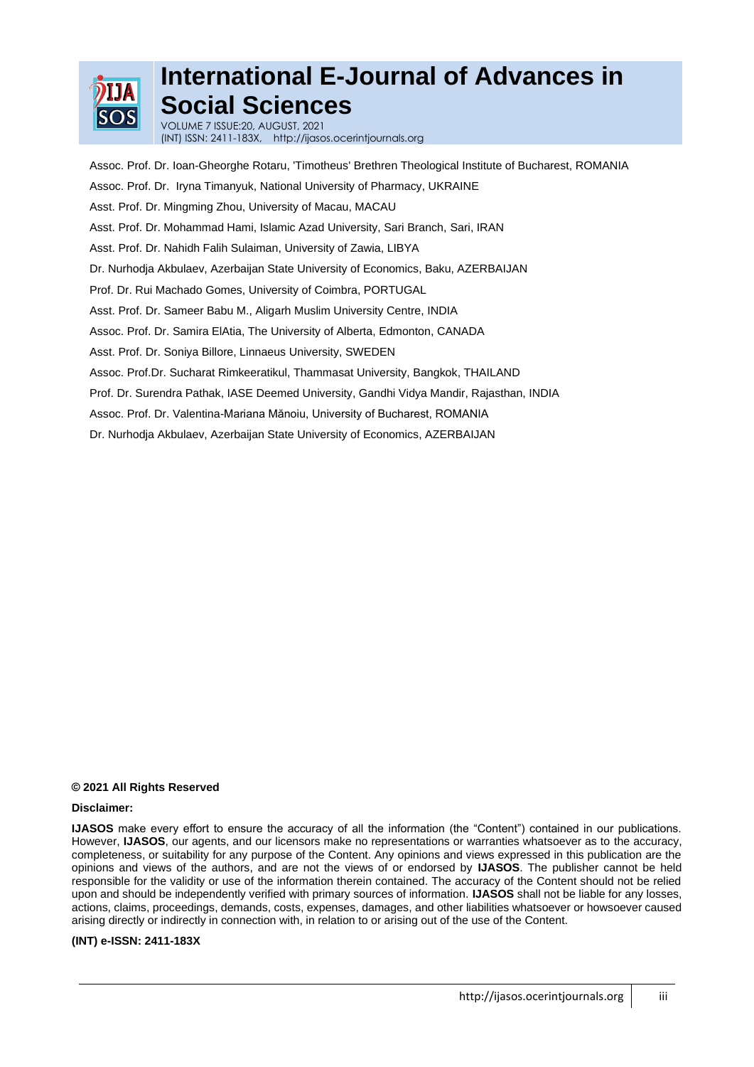Assoc. Prof. Dr. Ioan-Gheorghe Rotaru, 'Timotheus' Brethren Theological Institute of Bucharest, ROMANIA

Assoc. Prof. Dr. Iryna Timanyuk, National University of Pharmacy, UKRAINE

Asst. Prof. Dr. Mingming Zhou, University of Macau, MACAU

Asst. Prof. Dr. Mohammad Hami, Islamic Azad University, Sari Branch, Sari, IRAN

Asst. Prof. Dr. Nahidh Falih Sulaiman, University of Zawia, LIBYA

Dr. Nurhodja Akbulaev, Azerbaijan State University of Economics, Baku, AZERBAIJAN

Prof. Dr. Rui Machado Gomes, University of Coimbra, PORTUGAL

Asst. Prof. Dr. Sameer Babu M., Aligarh Muslim University Centre, INDIA

Assoc. Prof. Dr. Samira ElAtia, The University of Alberta, Edmonton, CANADA

Asst. Prof. Dr. Soniya Billore, Linnaeus University, SWEDEN

Assoc. Prof.Dr. Sucharat Rimkeeratikul, Thammasat University, Bangkok, THAILAND

Prof. Dr. Surendra Pathak, IASE Deemed University, Gandhi Vidya Mandir, Rajasthan, INDIA

Assoc. Prof. Dr. Valentina-Mariana Mănoiu, University of Bucharest, ROMANIA

Dr. Nurhodja Akbulaev, Azerbaijan State University of Economics, AZERBAIJAN

**© 2021 All Rights Reserved**

**Disclaimer:**

**IJASOS** make every effort to ensure the accuracy of all the information (the "Content") contained in our publications. However, **IJASOS**, our agents, and our licensors make no representations or warranties whatsoever as to the accuracy, completeness, or suitability for any purpose of the Content. Any opinions and views expressed in this publication are the opinions and views of the authors, and are not the views of or endorsed by **IJASOS**. The publisher cannot be held responsible for the validity or use of the information therein contained. The accuracy of the Content should not be relied upon and should be independently verified with primary sources of information. **IJASOS** shall not be liable for any losses, actions, claims, proceedings, demands, costs, expenses, damages, and other liabilities whatsoever or howsoever caused arising directly or indirectly in connection with, in relation to or arising out of the use of the Content.

**(INT) e-ISSN: 2411-183X**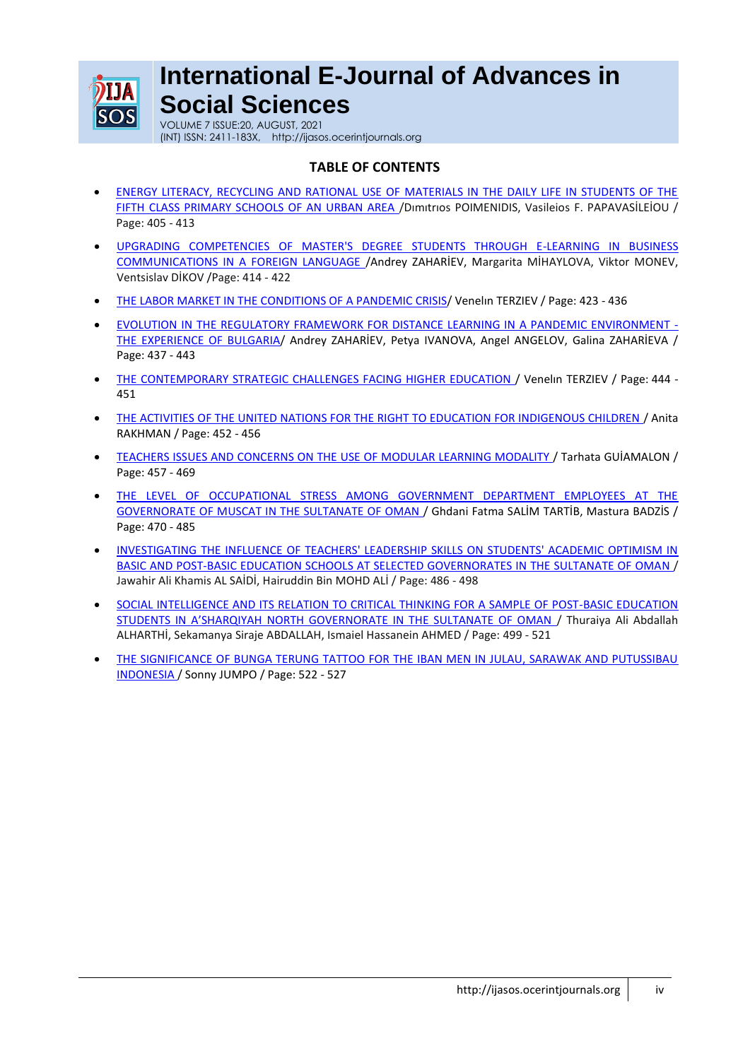# International E-Journal of Advances in Social Sciences

VOLUME 7 ISSUE:20, AUGUST, 2021
(INT) ISSN: 2411-183X, http://ijasos.ocerintjournals.org

## TABLE OF CONTENTS

- ENERGY LITERACY, RECYCLING AND RATIONAL USE OF MATERIALS IN THE DAILY LIFE IN STUDENTS OF THE FIFTH CLASS PRIMARY SCHOOLS OF AN URBAN AREA /Dımıtrıos POIMENIDIS, Vasileios F. PAPAVASİLEİOU / Page: 405 - 413
- UPGRADING COMPETENCIES OF MASTER'S DEGREE STUDENTS THROUGH E-LEARNING IN BUSINESS COMMUNICATIONS IN A FOREIGN LANGUAGE /Andrey ZAHARİEV, Margarita MİHAYLOVA, Viktor MONEV, Ventsislav DİKOV /Page: 414 - 422
- THE LABOR MARKET IN THE CONDITIONS OF A PANDEMIC CRISIS/ Venelın TERZIEV / Page: 423 - 436
- EVOLUTION IN THE REGULATORY FRAMEWORK FOR DISTANCE LEARNING IN A PANDEMIC ENVIRONMENT - THE EXPERIENCE OF BULGARIA/ Andrey ZAHARİEV, Petya IVANOVA, Angel ANGELOV, Galina ZAHARİEVA / Page: 437 - 443
- THE CONTEMPORARY STRATEGIC CHALLENGES FACING HIGHER EDUCATION / Venelın TERZIEV / Page: 444 - 451
- THE ACTIVITIES OF THE UNITED NATIONS FOR THE RIGHT TO EDUCATION FOR INDIGENOUS CHILDREN / Anita RAKHMAN / Page: 452 - 456
- TEACHERS ISSUES AND CONCERNS ON THE USE OF MODULAR LEARNING MODALITY / Tarhata GUİAMALON / Page: 457 - 469
- THE LEVEL OF OCCUPATIONAL STRESS AMONG GOVERNMENT DEPARTMENT EMPLOYEES AT THE GOVERNORATE OF MUSCAT IN THE SULTANATE OF OMAN / Ghdani Fatma SALİM TARTİB, Mastura BADZİS / Page: 470 - 485
- INVESTIGATING THE INFLUENCE OF TEACHERS' LEADERSHIP SKILLS ON STUDENTS' ACADEMIC OPTIMISM IN BASIC AND POST-BASIC EDUCATION SCHOOLS AT SELECTED GOVERNORATES IN THE SULTANATE OF OMAN / Jawahir Ali Khamis AL SAİDİ, Hairuddin Bin MOHD ALİ / Page: 486 - 498
- SOCIAL INTELLIGENCE AND ITS RELATION TO CRITICAL THINKING FOR A SAMPLE OF POST-BASIC EDUCATION STUDENTS IN A'SHARQIYAH NORTH GOVERNORATE IN THE SULTANATE OF OMAN / Thuraiya Ali Abdallah ALHARTHİ, Sekamanya Siraje ABDALLAH, Ismaiel Hassanein AHMED / Page: 499 - 521
- THE SIGNIFICANCE OF BUNGA TERUNG TATTOO FOR THE IBAN MEN IN JULAU, SARAWAK AND PUTUSSIBAU INDONESIA / Sonny JUMPO / Page: 522 - 527